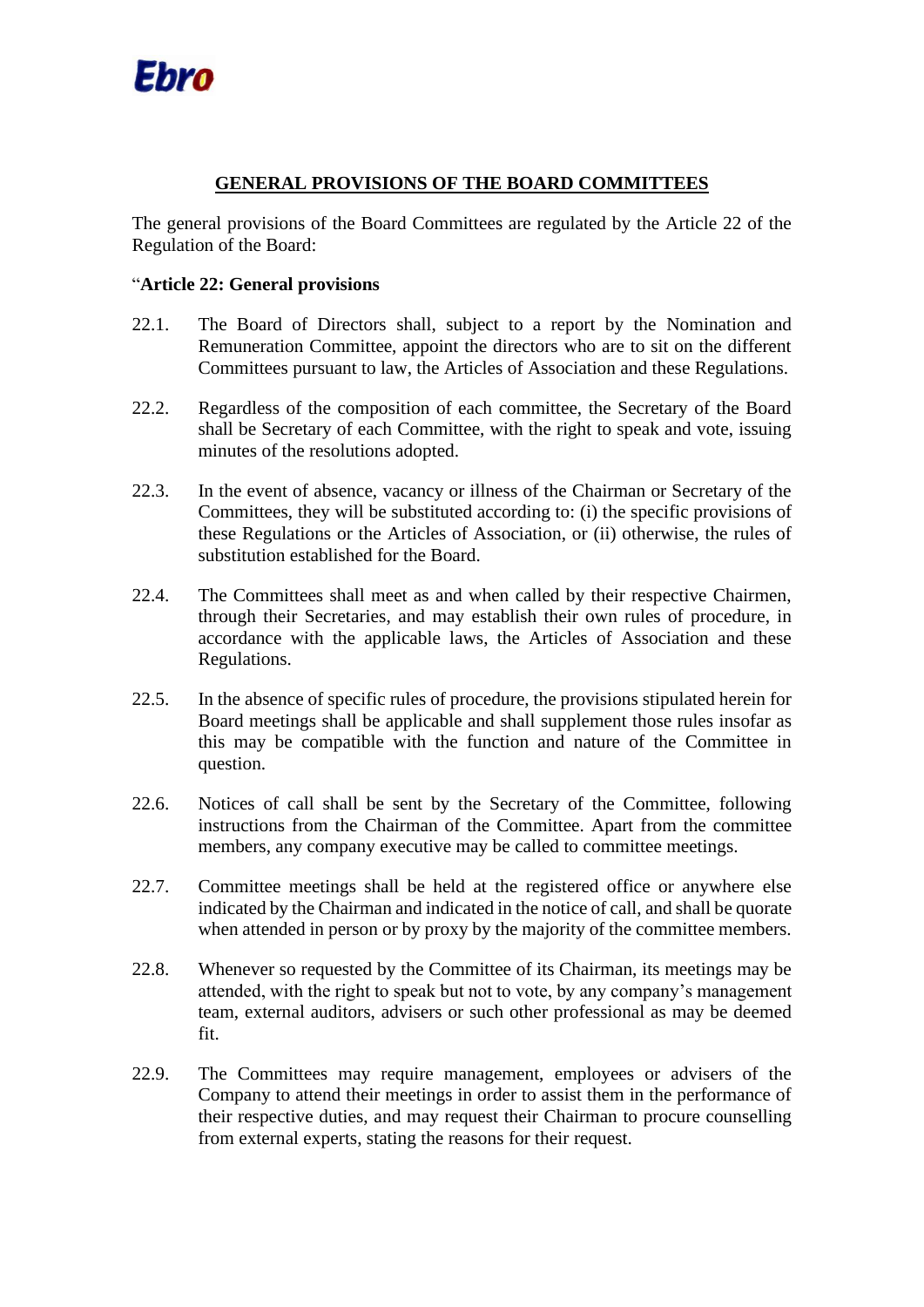# GENERAL PROVISIONS OF THE BOARD COMMITTEES

The general provisions of the Board Committees are regulated by the Article 22 of the Regulation of the Board:

"**Article 22: General provisions**

22.1. The Board of Directors shall, subject to a report by the Nomination and Remuneration Committee, appoint the directors who are to sit on the different Committees pursuant to law, the Articles of Association and these Regulations.

22.2. Regardless of the composition of each committee, the Secretary of the Board shall be Secretary of each Committee, with the right to speak and vote, issuing minutes of the resolutions adopted.

22.3. In the event of absence, vacancy or illness of the Chairman or Secretary of the Committees, they will be substituted according to: (i) the specific provisions of these Regulations or the Articles of Association, or (ii) otherwise, the rules of substitution established for the Board.

22.4. The Committees shall meet as and when called by their respective Chairmen, through their Secretaries, and may establish their own rules of procedure, in accordance with the applicable laws, the Articles of Association and these Regulations.

22.5. In the absence of specific rules of procedure, the provisions stipulated herein for Board meetings shall be applicable and shall supplement those rules insofar as this may be compatible with the function and nature of the Committee in question.

22.6. Notices of call shall be sent by the Secretary of the Committee, following instructions from the Chairman of the Committee. Apart from the committee members, any company executive may be called to committee meetings.

22.7. Committee meetings shall be held at the registered office or anywhere else indicated by the Chairman and indicated in the notice of call, and shall be quorate when attended in person or by proxy by the majority of the committee members.

22.8. Whenever so requested by the Committee of its Chairman, its meetings may be attended, with the right to speak but not to vote, by any company's management team, external auditors, advisers or such other professional as may be deemed fit.

22.9. The Committees may require management, employees or advisers of the Company to attend their meetings in order to assist them in the performance of their respective duties, and may request their Chairman to procure counselling from external experts, stating the reasons for their request.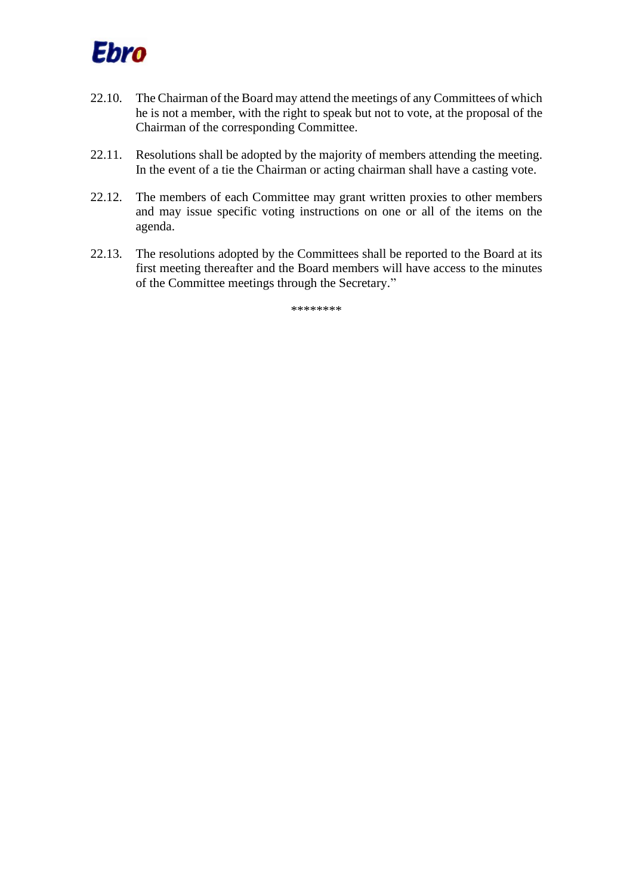22.10. The Chairman of the Board may attend the meetings of any Committees of which he is not a member, with the right to speak but not to vote, at the proposal of the Chairman of the corresponding Committee.

22.11. Resolutions shall be adopted by the majority of members attending the meeting. In the event of a tie the Chairman or acting chairman shall have a casting vote.

22.12. The members of each Committee may grant written proxies to other members and may issue specific voting instructions on one or all of the items on the agenda.

22.13. The resolutions adopted by the Committees shall be reported to the Board at its first meeting thereafter and the Board members will have access to the minutes of the Committee meetings through the Secretary."

********